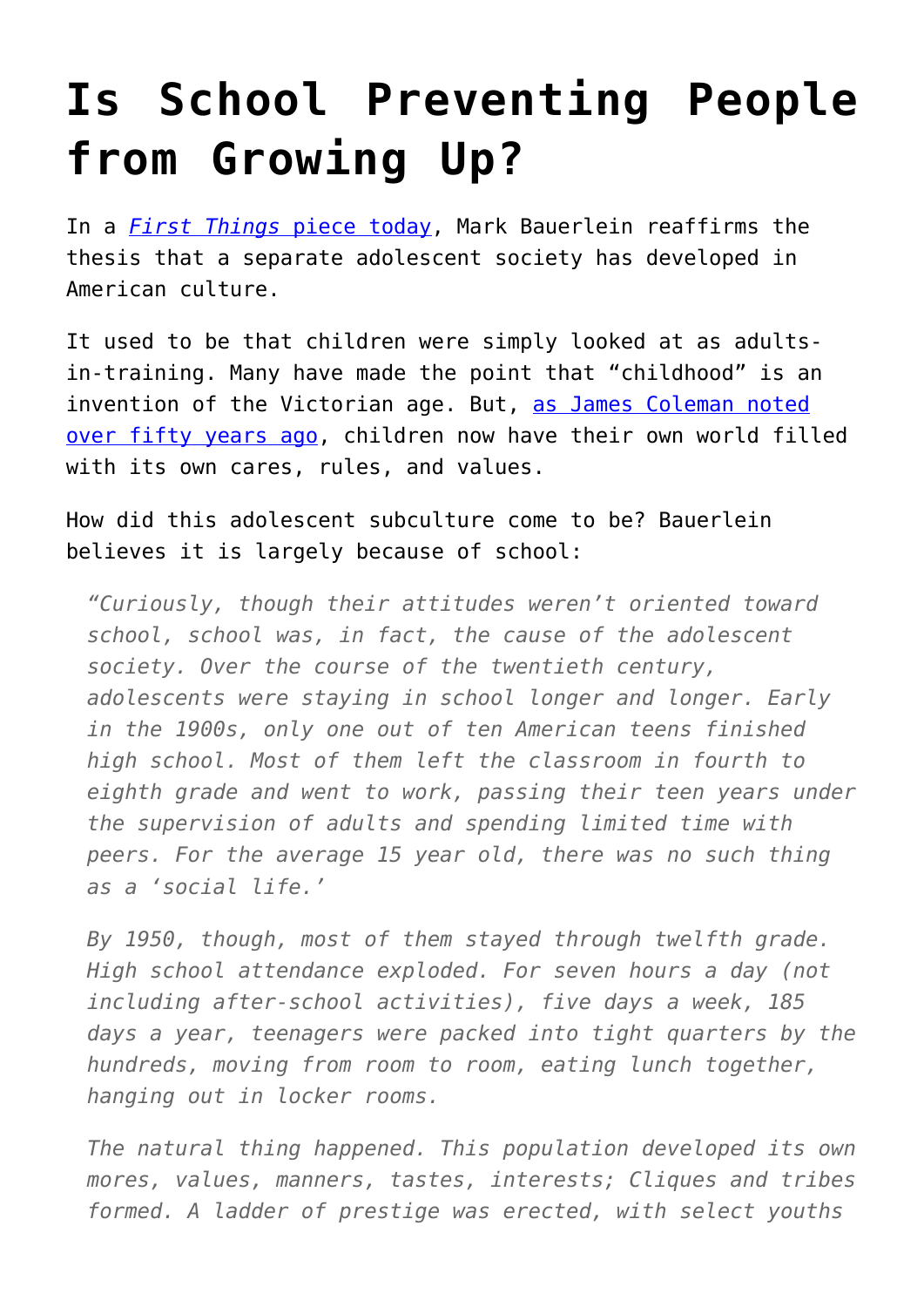# Is School Preventing People from Growing Up?

In a *First Things* piece today, Mark Bauerlein reaffirms the thesis that a separate adolescent society has developed in American culture.

It used to be that children were simply looked at as adults-in-training. Many have made the point that "childhood" is an invention of the Victorian age. But, as James Coleman noted over fifty years ago, children now have their own world filled with its own cares, rules, and values.

How did this adolescent subculture come to be? Bauerlein believes it is largely because of school:

> *"Curiously, though their attitudes weren't oriented toward school, school was, in fact, the cause of the adolescent society. Over the course of the twentieth century, adolescents were staying in school longer and longer. Early in the 1900s, only one out of ten American teens finished high school. Most of them left the classroom in fourth to eighth grade and went to work, passing their teen years under the supervision of adults and spending limited time with peers. For the average 15 year old, there was no such thing as a 'social life.'*
>
> *By 1950, though, most of them stayed through twelfth grade. High school attendance exploded. For seven hours a day (not including after-school activities), five days a week, 185 days a year, teenagers were packed into tight quarters by the hundreds, moving from room to room, eating lunch together, hanging out in locker rooms.*
>
> *The natural thing happened. This population developed its own mores, values, manners, tastes, interests; Cliques and tribes formed. A ladder of prestige was erected, with select youths*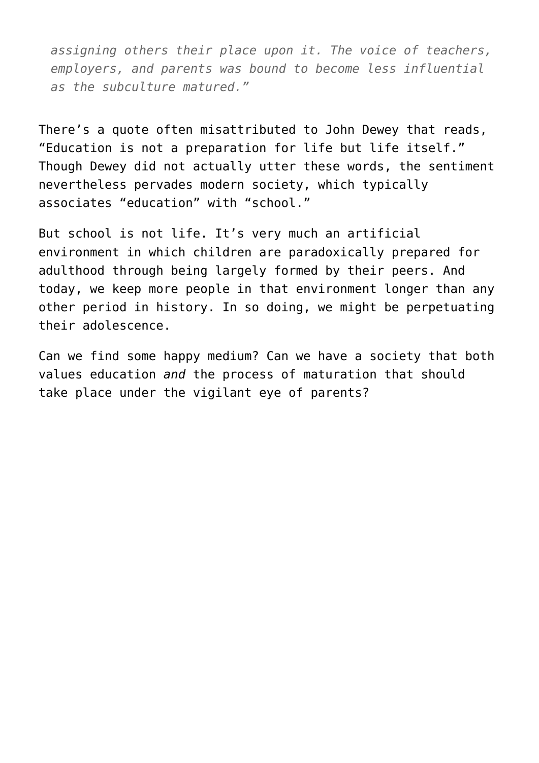> *assigning others their place upon it. The voice of teachers, employers, and parents was bound to become less influential as the subculture matured."*

There's a quote often misattributed to John Dewey that reads, "Education is not a preparation for life but life itself." Though Dewey did not actually utter these words, the sentiment nevertheless pervades modern society, which typically associates "education" with "school."

But school is not life. It's very much an artificial environment in which children are paradoxically prepared for adulthood through being largely formed by their peers. And today, we keep more people in that environment longer than any other period in history. In so doing, we might be perpetuating their adolescence.

Can we find some happy medium? Can we have a society that both values education *and* the process of maturation that should take place under the vigilant eye of parents?